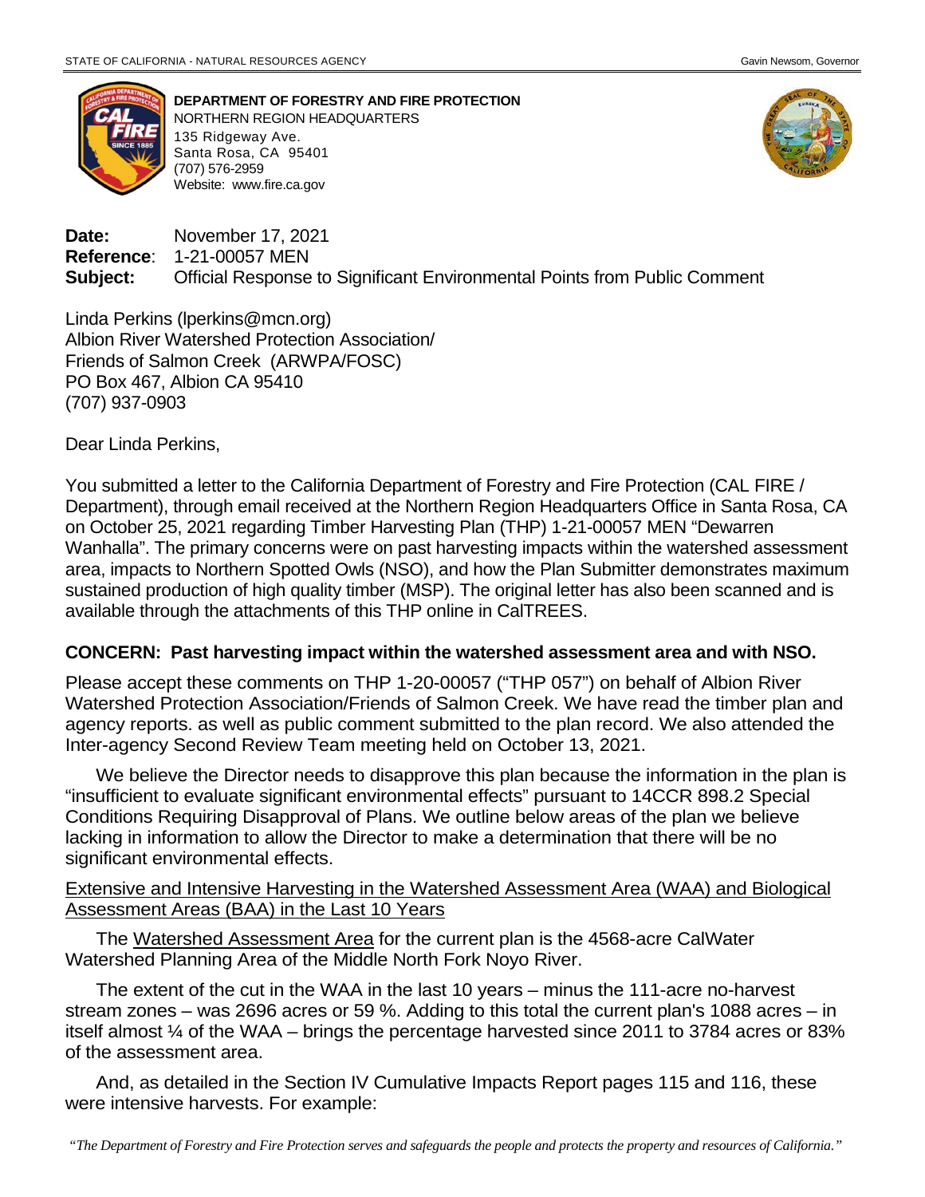STATE OF CALIFORNIA - NATURAL RESOURCES AGENCY

Gavin Newsom, Governor

**DEPARTMENT OF FORESTRY AND FIRE PROTECTION**
NORTHERN REGION HEADQUARTERS
135 Ridgeway Ave.
Santa Rosa, CA 95401
(707) 576-2959
Website: www.fire.ca.gov

**Date:** November 17, 2021
**Reference**: 1-21-00057 MEN
**Subject:** Official Response to Significant Environmental Points from Public Comment

Linda Perkins (lperkins@mcn.org)
Albion River Watershed Protection Association/
Friends of Salmon Creek (ARWPA/FOSC)
PO Box 467, Albion CA 95410
(707) 937-0903

Dear Linda Perkins,

You submitted a letter to the California Department of Forestry and Fire Protection (CAL FIRE / Department), through email received at the Northern Region Headquarters Office in Santa Rosa, CA on October 25, 2021 regarding Timber Harvesting Plan (THP) 1-21-00057 MEN "Dewarren Wanhalla". The primary concerns were on past harvesting impacts within the watershed assessment area, impacts to Northern Spotted Owls (NSO), and how the Plan Submitter demonstrates maximum sustained production of high quality timber (MSP). The original letter has also been scanned and is available through the attachments of this THP online in CalTREES.

**CONCERN: Past harvesting impact within the watershed assessment area and with NSO.**

Please accept these comments on THP 1-20-00057 ("THP 057") on behalf of Albion River Watershed Protection Association/Friends of Salmon Creek. We have read the timber plan and agency reports. as well as public comment submitted to the plan record. We also attended the Inter-agency Second Review Team meeting held on October 13, 2021.

We believe the Director needs to disapprove this plan because the information in the plan is "insufficient to evaluate significant environmental effects" pursuant to 14CCR 898.2 Special Conditions Requiring Disapproval of Plans. We outline below areas of the plan we believe lacking in information to allow the Director to make a determination that there will be no significant environmental effects.

Extensive and Intensive Harvesting in the Watershed Assessment Area (WAA) and Biological Assessment Areas (BAA) in the Last 10 Years

The Watershed Assessment Area for the current plan is the 4568-acre CalWater Watershed Planning Area of the Middle North Fork Noyo River.

The extent of the cut in the WAA in the last 10 years – minus the 111-acre no-harvest stream zones – was 2696 acres or 59 %. Adding to this total the current plan's 1088 acres – in itself almost ¼ of the WAA – brings the percentage harvested since 2011 to 3784 acres or 83% of the assessment area.

And, as detailed in the Section IV Cumulative Impacts Report pages 115 and 116, these were intensive harvests. For example:

*"The Department of Forestry and Fire Protection serves and safeguards the people and protects the property and resources of California."*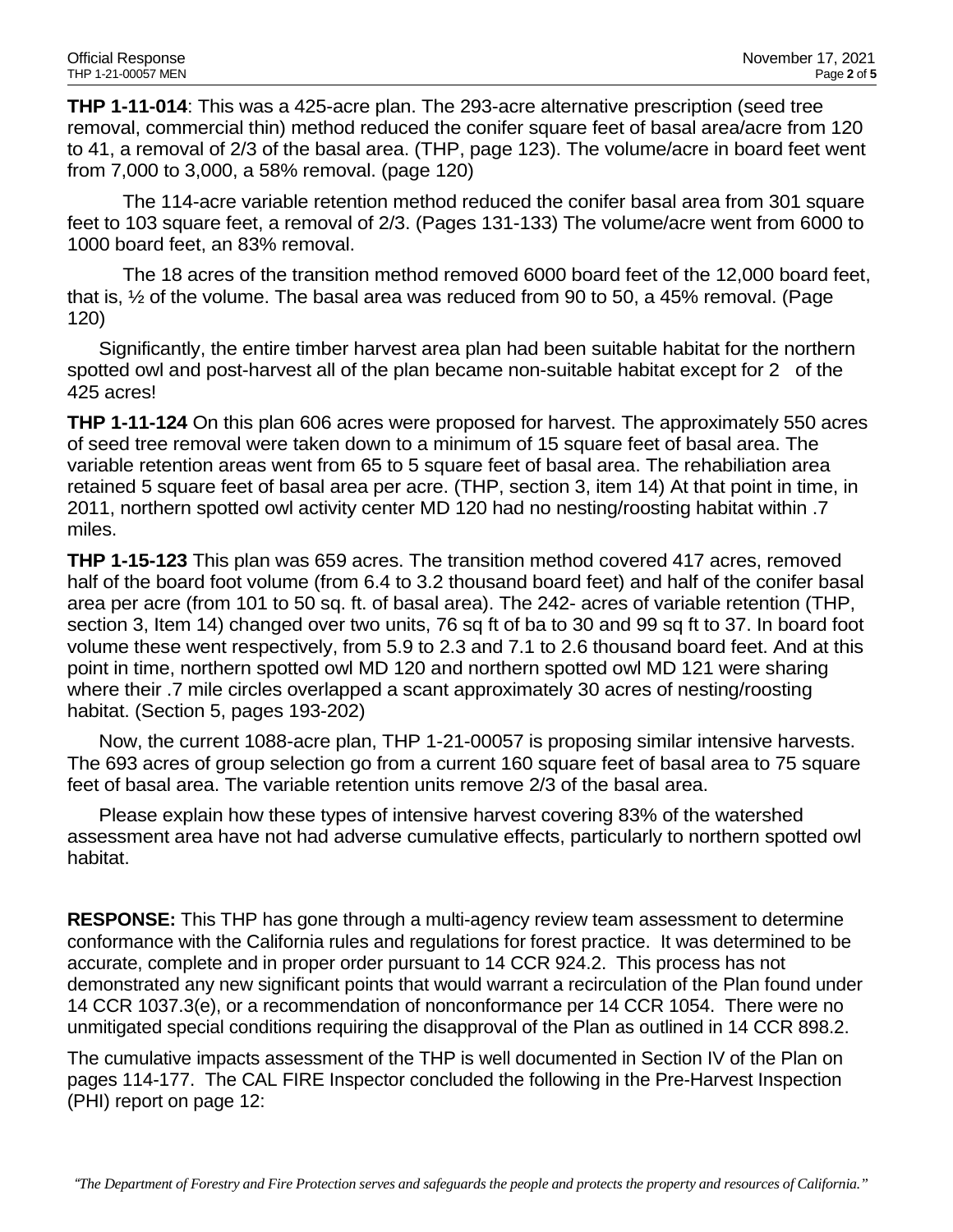**THP 1-11-014**: This was a 425-acre plan. The 293-acre alternative prescription (seed tree removal, commercial thin) method reduced the conifer square feet of basal area/acre from 120 to 41, a removal of 2/3 of the basal area. (THP, page 123). The volume/acre in board feet went from 7,000 to 3,000, a 58% removal. (page 120)

The 114-acre variable retention method reduced the conifer basal area from 301 square feet to 103 square feet, a removal of 2/3. (Pages 131-133) The volume/acre went from 6000 to 1000 board feet, an 83% removal.

The 18 acres of the transition method removed 6000 board feet of the 12,000 board feet, that is, ½ of the volume. The basal area was reduced from 90 to 50, a 45% removal. (Page 120)

Significantly, the entire timber harvest area plan had been suitable habitat for the northern spotted owl and post-harvest all of the plan became non-suitable habitat except for 2 of the 425 acres!

**THP 1-11-124** On this plan 606 acres were proposed for harvest. The approximately 550 acres of seed tree removal were taken down to a minimum of 15 square feet of basal area. The variable retention areas went from 65 to 5 square feet of basal area. The rehabiliation area retained 5 square feet of basal area per acre. (THP, section 3, item 14) At that point in time, in 2011, northern spotted owl activity center MD 120 had no nesting/roosting habitat within .7 miles.

**THP 1-15-123** This plan was 659 acres. The transition method covered 417 acres, removed half of the board foot volume (from 6.4 to 3.2 thousand board feet) and half of the conifer basal area per acre (from 101 to 50 sq. ft. of basal area). The 242- acres of variable retention (THP, section 3, Item 14) changed over two units, 76 sq ft of ba to 30 and 99 sq ft to 37. In board foot volume these went respectively, from 5.9 to 2.3 and 7.1 to 2.6 thousand board feet. And at this point in time, northern spotted owl MD 120 and northern spotted owl MD 121 were sharing where their .7 mile circles overlapped a scant approximately 30 acres of nesting/roosting habitat. (Section 5, pages 193-202)

Now, the current 1088-acre plan, THP 1-21-00057 is proposing similar intensive harvests. The 693 acres of group selection go from a current 160 square feet of basal area to 75 square feet of basal area. The variable retention units remove 2/3 of the basal area.

Please explain how these types of intensive harvest covering 83% of the watershed assessment area have not had adverse cumulative effects, particularly to northern spotted owl habitat.

**RESPONSE:** This THP has gone through a multi-agency review team assessment to determine conformance with the California rules and regulations for forest practice. It was determined to be accurate, complete and in proper order pursuant to 14 CCR 924.2. This process has not demonstrated any new significant points that would warrant a recirculation of the Plan found under 14 CCR 1037.3(e), or a recommendation of nonconformance per 14 CCR 1054. There were no unmitigated special conditions requiring the disapproval of the Plan as outlined in 14 CCR 898.2.

The cumulative impacts assessment of the THP is well documented in Section IV of the Plan on pages 114-177. The CAL FIRE Inspector concluded the following in the Pre-Harvest Inspection (PHI) report on page 12: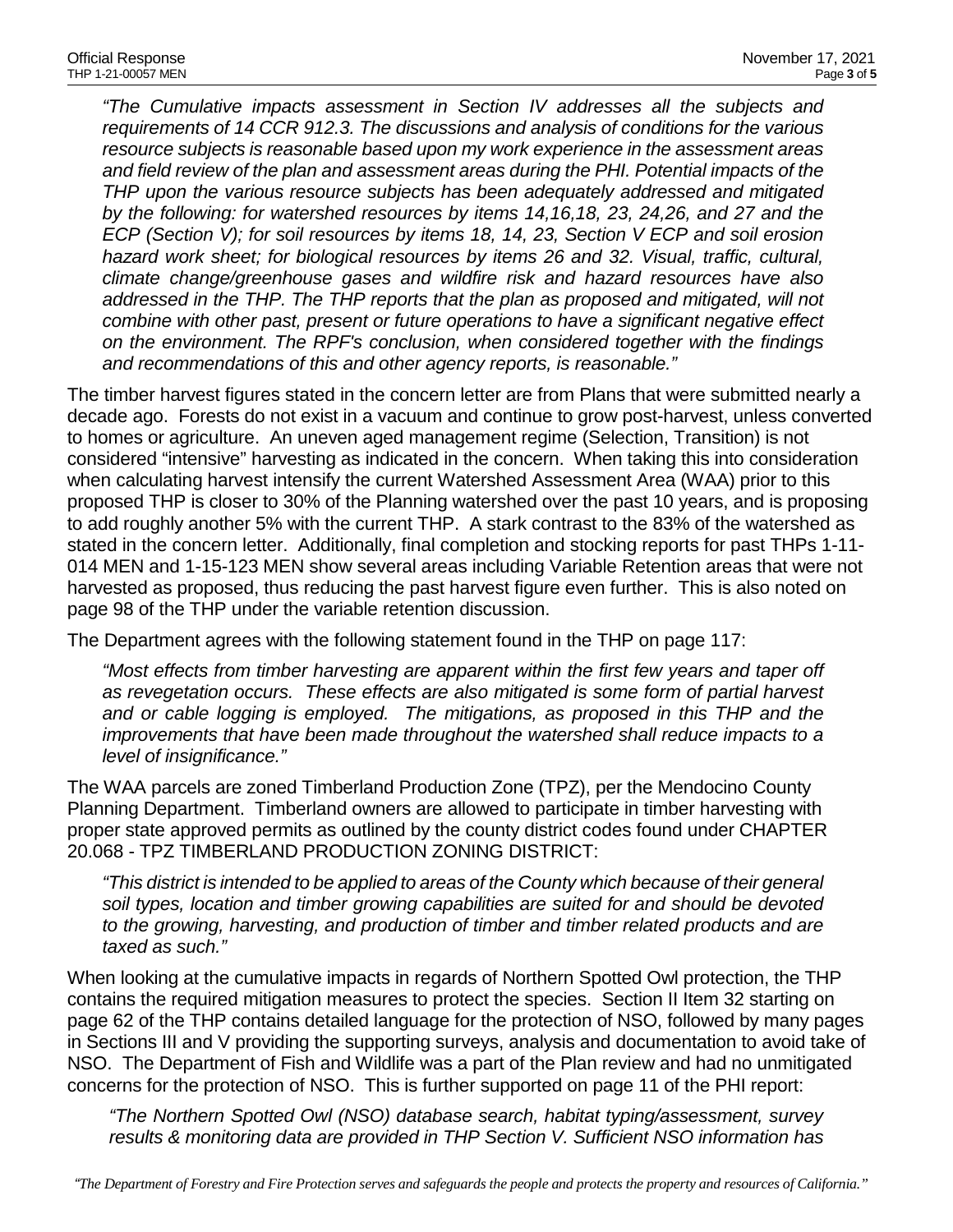*"The Cumulative impacts assessment in Section IV addresses all the subjects and requirements of 14 CCR 912.3. The discussions and analysis of conditions for the various resource subjects is reasonable based upon my work experience in the assessment areas and field review of the plan and assessment areas during the PHI. Potential impacts of the THP upon the various resource subjects has been adequately addressed and mitigated by the following: for watershed resources by items 14,16,18, 23, 24,26, and 27 and the ECP (Section V); for soil resources by items 18, 14, 23, Section V ECP and soil erosion hazard work sheet; for biological resources by items 26 and 32. Visual, traffic, cultural, climate change/greenhouse gases and wildfire risk and hazard resources have also addressed in the THP. The THP reports that the plan as proposed and mitigated, will not combine with other past, present or future operations to have a significant negative effect on the environment. The RPF's conclusion, when considered together with the findings and recommendations of this and other agency reports, is reasonable."*

The timber harvest figures stated in the concern letter are from Plans that were submitted nearly a decade ago. Forests do not exist in a vacuum and continue to grow post-harvest, unless converted to homes or agriculture. An uneven aged management regime (Selection, Transition) is not considered "intensive" harvesting as indicated in the concern. When taking this into consideration when calculating harvest intensify the current Watershed Assessment Area (WAA) prior to this proposed THP is closer to 30% of the Planning watershed over the past 10 years, and is proposing to add roughly another 5% with the current THP. A stark contrast to the 83% of the watershed as stated in the concern letter. Additionally, final completion and stocking reports for past THPs 1-11-014 MEN and 1-15-123 MEN show several areas including Variable Retention areas that were not harvested as proposed, thus reducing the past harvest figure even further. This is also noted on page 98 of the THP under the variable retention discussion.

The Department agrees with the following statement found in the THP on page 117:

*"Most effects from timber harvesting are apparent within the first few years and taper off as revegetation occurs. These effects are also mitigated is some form of partial harvest and or cable logging is employed. The mitigations, as proposed in this THP and the improvements that have been made throughout the watershed shall reduce impacts to a level of insignificance."*

The WAA parcels are zoned Timberland Production Zone (TPZ), per the Mendocino County Planning Department. Timberland owners are allowed to participate in timber harvesting with proper state approved permits as outlined by the county district codes found under CHAPTER 20.068 - TPZ TIMBERLAND PRODUCTION ZONING DISTRICT:

*"This district is intended to be applied to areas of the County which because of their general soil types, location and timber growing capabilities are suited for and should be devoted to the growing, harvesting, and production of timber and timber related products and are taxed as such."*

When looking at the cumulative impacts in regards of Northern Spotted Owl protection, the THP contains the required mitigation measures to protect the species. Section II Item 32 starting on page 62 of the THP contains detailed language for the protection of NSO, followed by many pages in Sections III and V providing the supporting surveys, analysis and documentation to avoid take of NSO. The Department of Fish and Wildlife was a part of the Plan review and had no unmitigated concerns for the protection of NSO. This is further supported on page 11 of the PHI report:

*"The Northern Spotted Owl (NSO) database search, habitat typing/assessment, survey results & monitoring data are provided in THP Section V. Sufficient NSO information has*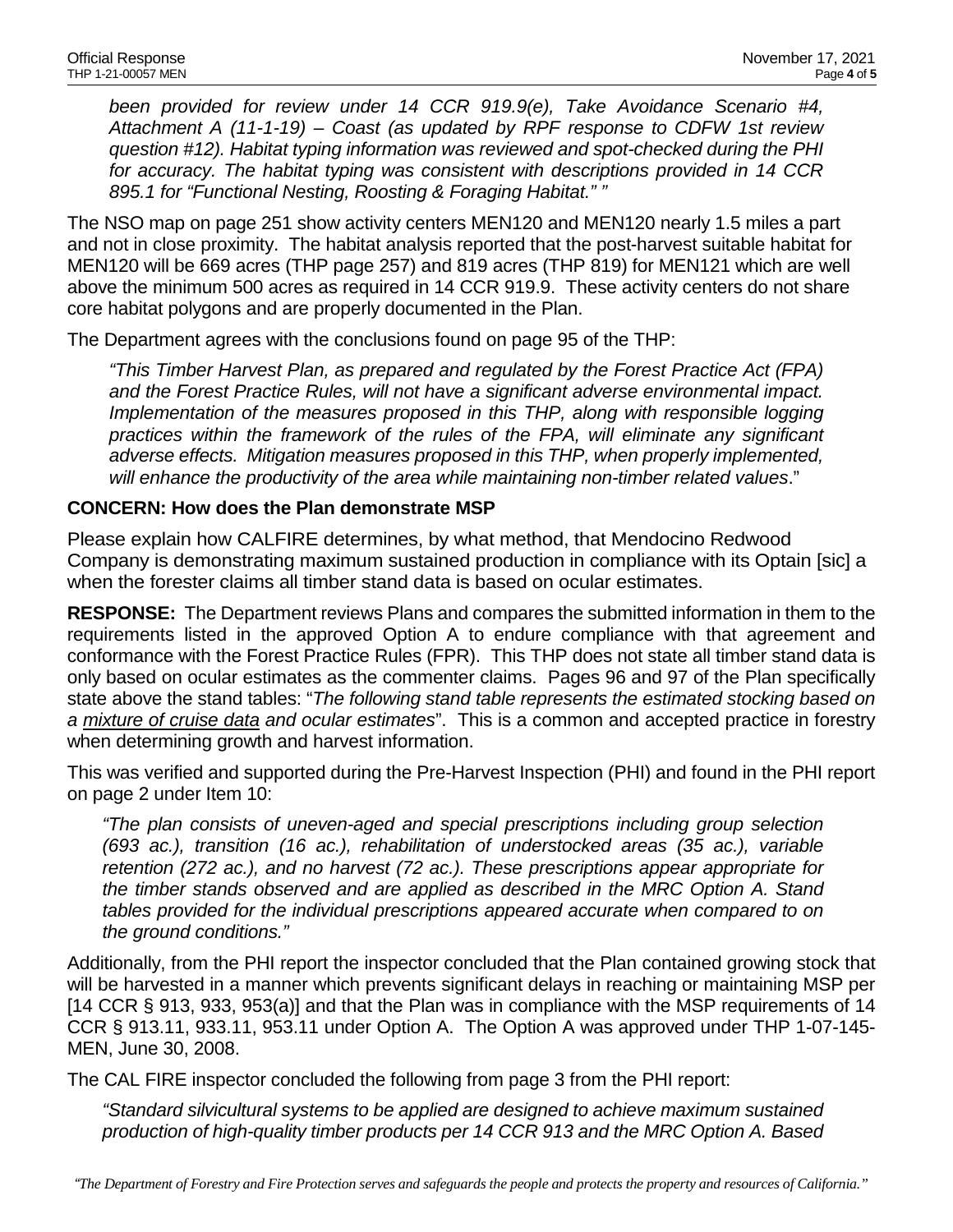*been provided for review under 14 CCR 919.9(e), Take Avoidance Scenario #4, Attachment A (11-1-19) – Coast (as updated by RPF response to CDFW 1st review question #12). Habitat typing information was reviewed and spot-checked during the PHI for accuracy. The habitat typing was consistent with descriptions provided in 14 CCR 895.1 for "Functional Nesting, Roosting & Foraging Habitat." "*

The NSO map on page 251 show activity centers MEN120 and MEN120 nearly 1.5 miles a part and not in close proximity. The habitat analysis reported that the post-harvest suitable habitat for MEN120 will be 669 acres (THP page 257) and 819 acres (THP 819) for MEN121 which are well above the minimum 500 acres as required in 14 CCR 919.9. These activity centers do not share core habitat polygons and are properly documented in the Plan.

The Department agrees with the conclusions found on page 95 of the THP:

*"This Timber Harvest Plan, as prepared and regulated by the Forest Practice Act (FPA) and the Forest Practice Rules, will not have a significant adverse environmental impact. Implementation of the measures proposed in this THP, along with responsible logging practices within the framework of the rules of the FPA, will eliminate any significant adverse effects. Mitigation measures proposed in this THP, when properly implemented, will enhance the productivity of the area while maintaining non-timber related values*."

**CONCERN: How does the Plan demonstrate MSP**

Please explain how CALFIRE determines, by what method, that Mendocino Redwood Company is demonstrating maximum sustained production in compliance with its Optain [sic] a when the forester claims all timber stand data is based on ocular estimates.

**RESPONSE:** The Department reviews Plans and compares the submitted information in them to the requirements listed in the approved Option A to endure compliance with that agreement and conformance with the Forest Practice Rules (FPR). This THP does not state all timber stand data is only based on ocular estimates as the commenter claims. Pages 96 and 97 of the Plan specifically state above the stand tables: "*The following stand table represents the estimated stocking based on a <u>mixture of cruise data</u> and ocular estimates*". This is a common and accepted practice in forestry when determining growth and harvest information.

This was verified and supported during the Pre-Harvest Inspection (PHI) and found in the PHI report on page 2 under Item 10:

*"The plan consists of uneven-aged and special prescriptions including group selection (693 ac.), transition (16 ac.), rehabilitation of understocked areas (35 ac.), variable retention (272 ac.), and no harvest (72 ac.). These prescriptions appear appropriate for the timber stands observed and are applied as described in the MRC Option A. Stand tables provided for the individual prescriptions appeared accurate when compared to on the ground conditions."*

Additionally, from the PHI report the inspector concluded that the Plan contained growing stock that will be harvested in a manner which prevents significant delays in reaching or maintaining MSP per [14 CCR § 913, 933, 953(a)] and that the Plan was in compliance with the MSP requirements of 14 CCR § 913.11, 933.11, 953.11 under Option A. The Option A was approved under THP 1-07-145-MEN, June 30, 2008.

The CAL FIRE inspector concluded the following from page 3 from the PHI report:

*"Standard silvicultural systems to be applied are designed to achieve maximum sustained production of high-quality timber products per 14 CCR 913 and the MRC Option A. Based*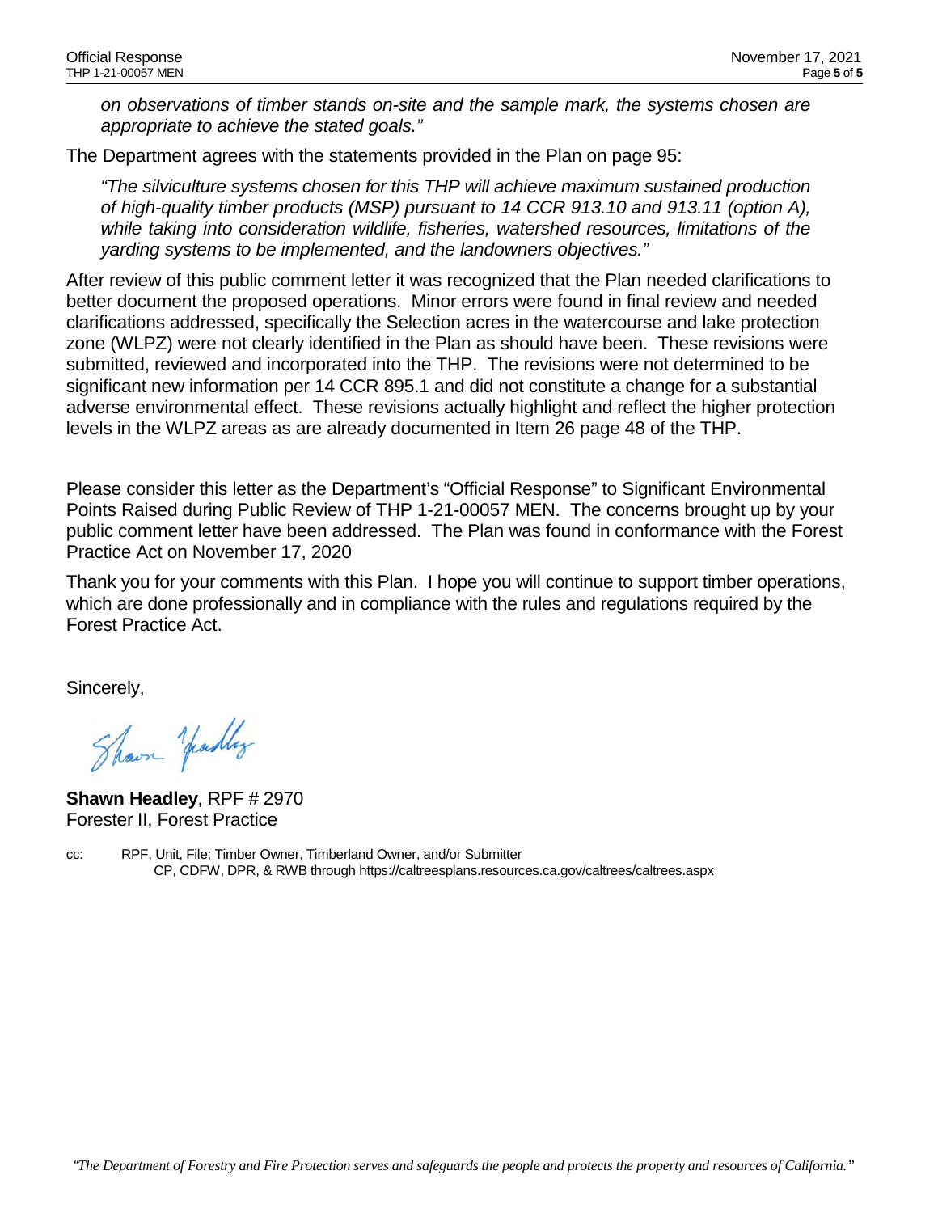*on observations of timber stands on-site and the sample mark, the systems chosen are appropriate to achieve the stated goals."*

The Department agrees with the statements provided in the Plan on page 95:

*"The silviculture systems chosen for this THP will achieve maximum sustained production of high-quality timber products (MSP) pursuant to 14 CCR 913.10 and 913.11 (option A), while taking into consideration wildlife, fisheries, watershed resources, limitations of the yarding systems to be implemented, and the landowners objectives."*

After review of this public comment letter it was recognized that the Plan needed clarifications to better document the proposed operations. Minor errors were found in final review and needed clarifications addressed, specifically the Selection acres in the watercourse and lake protection zone (WLPZ) were not clearly identified in the Plan as should have been. These revisions were submitted, reviewed and incorporated into the THP. The revisions were not determined to be significant new information per 14 CCR 895.1 and did not constitute a change for a substantial adverse environmental effect. These revisions actually highlight and reflect the higher protection levels in the WLPZ areas as are already documented in Item 26 page 48 of the THP.

Please consider this letter as the Department's "Official Response" to Significant Environmental Points Raised during Public Review of THP 1-21-00057 MEN. The concerns brought up by your public comment letter have been addressed. The Plan was found in conformance with the Forest Practice Act on November 17, 2020

Thank you for your comments with this Plan. I hope you will continue to support timber operations, which are done professionally and in compliance with the rules and regulations required by the Forest Practice Act.

Sincerely,

Shawn Headley

**Shawn Headley**, RPF # 2970
Forester II, Forest Practice

cc: RPF, Unit, File; Timber Owner, Timberland Owner, and/or Submitter
CP, CDFW, DPR, & RWB through https://caltreesplans.resources.ca.gov/caltrees/caltrees.aspx

*"The Department of Forestry and Fire Protection serves and safeguards the people and protects the property and resources of California."*